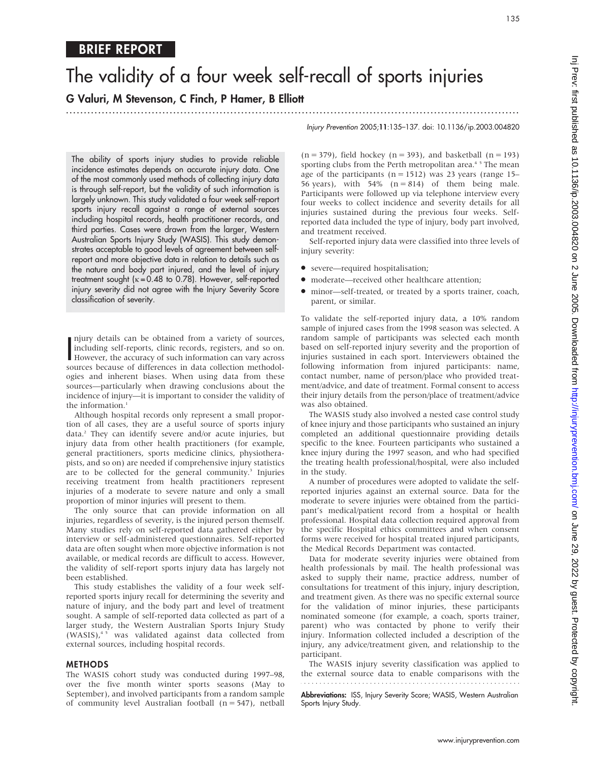BRIEF REPORT

# The validity of a four week self-recall of sports injuries

**G Valuri, M Stevenson, C Finch, P Hamer, B Elliott**

Injury Prevention 2005;11:135–137. doi: 10.1136/ip.2003.004820

The ability of sports injury studies to provide reliable incidence estimates depends on accurate injury data. One of the most commonly used methods of collecting injury data is through self-report, but the validity of such information is largely unknown. This study validated a four week self-report sports injury recall against a range of external sources including hospital records, health practitioner records, and third parties. Cases were drawn from the larger, Western Australian Sports Injury Study (WASIS). This study demonstrates acceptable to good levels of agreement between self-report and more objective data in relation to details such as the nature and body part injured, and the level of injury treatment sought ($\kappa = 0.48$ to $0.78$). However, self-reported injury severity did not agree with the Injury Severity Score classification of severity.

Injury details can be obtained from a variety of sources, including self-reports, clinic records, registers, and so on. However, the accuracy of such information can vary across sources because of differences in data collection methodologies and inherent biases. When using data from these sources—particularly when drawing conclusions about the incidence of injury—it is important to consider the validity of the information.[1]

Although hospital records only represent a small proportion of all cases, they are a useful source of sports injury data.[2] They can identify severe and/or acute injuries, but injury data from other health practitioners (for example, general practitioners, sports medicine clinics, physiotherapists, and so on) are needed if comprehensive injury statistics are to be collected for the general community.[3] Injuries receiving treatment from health practitioners represent injuries of a moderate to severe nature and only a small proportion of minor injuries will present to them.

The only source that can provide information on all injuries, regardless of severity, is the injured person themself. Many studies rely on self-reported data gathered either by interview or self-administered questionnaires. Self-reported data are often sought when more objective information is not available, or medical records are difficult to access. However, the validity of self-report sports injury data has largely not been established.

This study establishes the validity of a four week self-reported sports injury recall for determining the severity and nature of injury, and the body part and level of treatment sought. A sample of self-reported data collected as part of a larger study, the Western Australian Sports Injury Study (WASIS),[4,5] was validated against data collected from external sources, including hospital records.

## METHODS

The WASIS cohort study was conducted during 1997–98, over the five month winter sports seasons (May to September), and involved participants from a random sample of community level Australian football (n = 547), netball (n = 379), field hockey (n = 393), and basketball (n = 193) sporting clubs from the Perth metropolitan area.[4,5] The mean age of the participants (n = 1512) was 23 years (range 15–56 years), with 54% (n = 814) of them being male. Participants were followed up via telephone interview every four weeks to collect incidence and severity details for all injuries sustained during the previous four weeks. Self-reported data included the type of injury, body part involved, and treatment received.

Self-reported injury data were classified into three levels of injury severity:

- severe—required hospitalisation;
- moderate—received other healthcare attention;
- minor—self-treated, or treated by a sports trainer, coach, parent, or similar.

To validate the self-reported injury data, a 10% random sample of injured cases from the 1998 season was selected. A random sample of participants was selected each month based on self-reported injury severity and the proportion of injuries sustained in each sport. Interviewers obtained the following information from injured participants: name, contact number, name of person/place who provided treatment/advice, and date of treatment. Formal consent to access their injury details from the person/place of treatment/advice was also obtained.

The WASIS study also involved a nested case control study of knee injury and those participants who sustained an injury completed an additional questionnaire providing details specific to the knee. Fourteen participants who sustained a knee injury during the 1997 season, and who had specified the treating health professional/hospital, were also included in the study.

A number of procedures were adopted to validate the self-reported injuries against an external source. Data for the moderate to severe injuries were obtained from the participant's medical/patient record from a hospital or health professional. Hospital data collection required approval from the specific Hospital ethics committees and when consent forms were received for hospital treated injured participants, the Medical Records Department was contacted.

Data for moderate severity injuries were obtained from health professionals by mail. The health professional was asked to supply their name, practice address, number of consultations for treatment of this injury, injury description, and treatment given. As there was no specific external source for the validation of minor injuries, these participants nominated someone (for example, a coach, sports trainer, parent) who was contacted by phone to verify their injury. Information collected included a description of the injury, any advice/treatment given, and relationship to the participant.

The WASIS injury severity classification was applied to the external source data to enable comparisons with the

**Abbreviations:** ISS, Injury Severity Score; WASIS, Western Australian Sports Injury Study.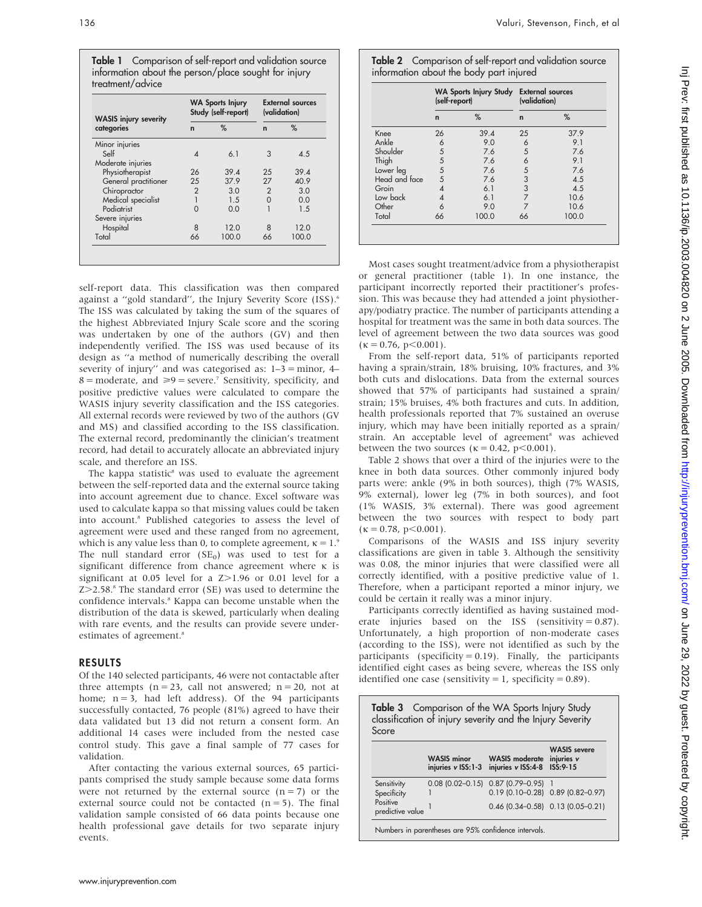**Table 1** Comparison of self-report and validation source information about the person/place sought for injury treatment/advice

| WASIS injury severity categories | WA Sports Injury Study (self-report) | | External sources (validation) | |
|---|---|---|---|---|
| | n | % | n | % |
| Minor injuries | | | | |
| Self | 4 | 6.1 | 3 | 4.5 |
| Moderate injuries | | | | |
| Physiotherapist | 26 | 39.4 | 25 | 39.4 |
| General practitioner | 25 | 37.9 | 27 | 40.9 |
| Chiropractor | 2 | 3.0 | 2 | 3.0 |
| Medical specialist | 1 | 1.5 | 0 | 0.0 |
| Podiatrist | 0 | 0.0 | 1 | 1.5 |
| Severe injuries | | | | |
| Hospital | 8 | 12.0 | 8 | 12.0 |
| Total | 66 | 100.0 | 66 | 100.0 |

self-report data. This classification was then compared against a "gold standard", the Injury Severity Score (ISS).[6] The ISS was calculated by taking the sum of the squares of the highest Abbreviated Injury Scale score and the scoring was undertaken by one of the authors (GV) and then independently verified. The ISS was used because of its design as "a method of numerically describing the overall severity of injury" and was categorised as: 1–3 = minor, 4–8 = moderate, and ⩾9 = severe.[7] Sensitivity, specificity, and positive predictive values were calculated to compare the WASIS injury severity classification and the ISS categories. All external records were reviewed by two of the authors (GV and MS) and classified according to the ISS classification. The external record, predominantly the clinician's treatment record, had detail to accurately allocate an abbreviated injury scale, and therefore an ISS.

The kappa statistic[8] was used to evaluate the agreement between the self-reported data and the external source taking into account agreement due to chance. Excel software was used to calculate kappa so that missing values could be taken into account.[8] Published categories to assess the level of agreement were used and these ranged from no agreement, which is any value less than 0, to complete agreement, $\kappa = 1$.[9] The null standard error ($SE_0$) was used to test for a significant difference from chance agreement where $\kappa$ is significant at 0.05 level for a $Z>1.96$ or 0.01 level for a $Z>2.58$.[8] The standard error (SE) was used to determine the confidence intervals.[8] Kappa can become unstable when the distribution of the data is skewed, particularly when dealing with rare events, and the results can provide severe underestimates of agreement.[8]

## RESULTS

Of the 140 selected participants, 46 were not contactable after three attempts (n = 23, call not answered; n = 20, not at home; n = 3, had left address). Of the 94 participants successfully contacted, 76 people (81%) agreed to have their data validated but 13 did not return a consent form. An additional 14 cases were included from the nested case control study. This gave a final sample of 77 cases for validation.

After contacting the various external sources, 65 participants comprised the study sample because some data forms were not returned by the external source (n = 7) or the external source could not be contacted (n = 5). The final validation sample consisted of 66 data points because one health professional gave details for two separate injury events.

**Table 2** Comparison of self-report and validation source information about the body part injured

| | WA Sports Injury Study (self-report) | | External sources (validation) | |
|---|---|---|---|---|
| | n | % | n | % |
| Knee | 26 | 39.4 | 25 | 37.9 |
| Ankle | 6 | 9.0 | 6 | 9.1 |
| Shoulder | 5 | 7.6 | 5 | 7.6 |
| Thigh | 5 | 7.6 | 6 | 9.1 |
| Lower leg | 5 | 7.6 | 5 | 7.6 |
| Head and face | 5 | 7.6 | 3 | 4.5 |
| Groin | 4 | 6.1 | 3 | 4.5 |
| Low back | 4 | 6.1 | 7 | 10.6 |
| Other | 6 | 9.0 | 7 | 10.6 |
| Total | 66 | 100.0 | 66 | 100.0 |

Most cases sought treatment/advice from a physiotherapist or general practitioner (table 1). In one instance, the participant incorrectly reported their practitioner's profession. This was because they had attended a joint physiotherapy/podiatry practice. The number of participants attending a hospital for treatment was the same in both data sources. The level of agreement between the two data sources was good ($\kappa = 0.76$, $p<0.001$).

From the self-report data, 51% of participants reported having a sprain/strain, 18% bruising, 10% fractures, and 3% both cuts and dislocations. Data from the external sources showed that 57% of participants had sustained a sprain/strain; 15% bruises, 4% both fractures and cuts. In addition, health professionals reported that 7% sustained an overuse injury, which may have been initially reported as a sprain/strain. An acceptable level of agreement[8] was achieved between the two sources ($\kappa = 0.42$, $p<0.001$).

Table 2 shows that over a third of the injuries were to the knee in both data sources. Other commonly injured body parts were: ankle (9% in both sources), thigh (7% WASIS, 9% external), lower leg (7% in both sources), and foot (1% WASIS, 3% external). There was good agreement between the two sources with respect to body part ($\kappa = 0.78$, $p<0.001$).

Comparisons of the WASIS and ISS injury severity classifications are given in table 3. Although the sensitivity was 0.08, the minor injuries that were classified were all correctly identified, with a positive predictive value of 1. Therefore, when a participant reported a minor injury, we could be certain it really was a minor injury.

Participants correctly identified as having sustained moderate injuries based on the ISS (sensitivity = 0.87). Unfortunately, a high proportion of non-moderate cases (according to the ISS), were not identified as such by the participants (specificity = 0.19). Finally, the participants identified eight cases as being severe, whereas the ISS only identified one case (sensitivity = 1, specificity = 0.89).

**Table 3** Comparison of the WA Sports Injury Study classification of injury severity and the Injury Severity Score

| | WASIS minor injuries v ISS:1-3 | WASIS moderate injuries v ISS:4-8 | WASIS severe injuries v ISS:9-15 |
|---|---|---|---|
| Sensitivity | 0.08 (0.02–0.15) | 0.87 (0.79–0.95) | 1 |
| Specificity | 1 | 0.19 (0.10–0.28) | 0.89 (0.82–0.97) |
| Positive predictive value | 1 | 0.46 (0.34–0.58) | 0.13 (0.05–0.21) |

Numbers in parentheses are 95% confidence intervals.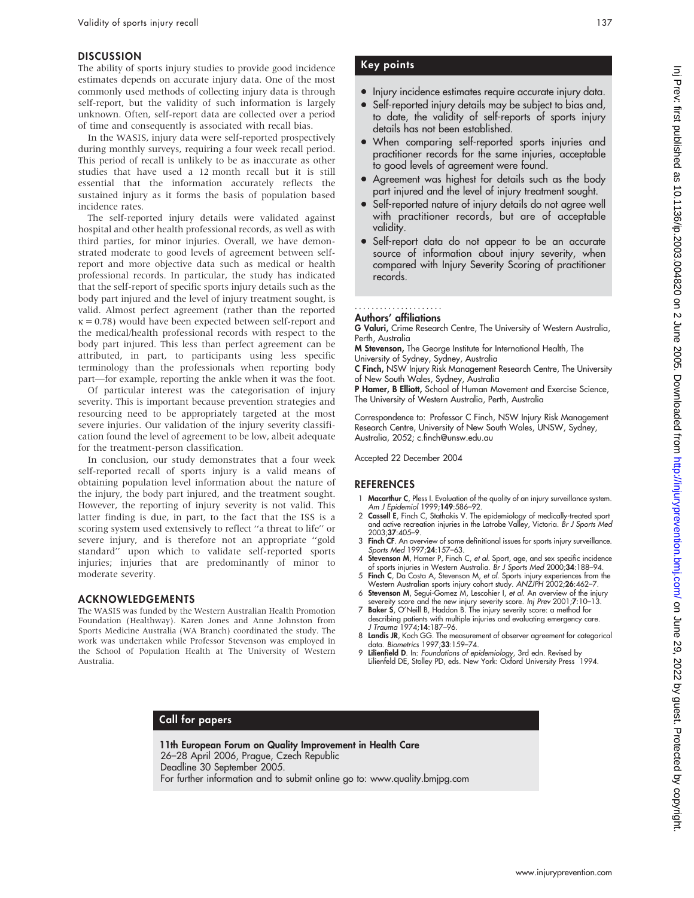## DISCUSSION

The ability of sports injury studies to provide good incidence estimates depends on accurate injury data. One of the most commonly used methods of collecting injury data is through self-report, but the validity of such information is largely unknown. Often, self-report data are collected over a period of time and consequently is associated with recall bias.

In the WASIS, injury data were self-reported prospectively during monthly surveys, requiring a four week recall period. This period of recall is unlikely to be as inaccurate as other studies that have used a 12 month recall but it is still essential that the information accurately reflects the sustained injury as it forms the basis of population based incidence rates.

The self-reported injury details were validated against hospital and other health professional records, as well as with third parties, for minor injuries. Overall, we have demonstrated moderate to good levels of agreement between self-report and more objective data such as medical or health professional records. In particular, the study has indicated that the self-report of specific sports injury details such as the body part injured and the level of injury treatment sought, is valid. Almost perfect agreement (rather than the reported $\kappa = 0.78$) would have been expected between self-report and the medical/health professional records with respect to the body part injured. This less than perfect agreement can be attributed, in part, to participants using less specific terminology than the professionals when reporting body part—for example, reporting the ankle when it was the foot.

Of particular interest was the categorisation of injury severity. This is important because prevention strategies and resourcing need to be appropriately targeted at the most severe injuries. Our validation of the injury severity classification found the level of agreement to be low, albeit adequate for the treatment-person classification.

In conclusion, our study demonstrates that a four week self-reported recall of sports injury is a valid means of obtaining population level information about the nature of the injury, the body part injured, and the treatment sought. However, the reporting of injury severity is not valid. This latter finding is due, in part, to the fact that the ISS is a scoring system used extensively to reflect "a threat to life" or severe injury, and is therefore not an appropriate "gold standard" upon which to validate self-reported sports injuries; injuries that are predominantly of minor to moderate severity.

## ACKNOWLEDGEMENTS

The WASIS was funded by the Western Australian Health Promotion Foundation (Healthway). Karen Jones and Anne Johnston from Sports Medicine Australia (WA Branch) coordinated the study. The work was undertaken while Professor Stevenson was employed in the School of Population Health at The University of Western Australia.

## Key points

- Injury incidence estimates require accurate injury data.
- Self-reported injury details may be subject to bias and, to date, the validity of self-reports of sports injury details has not been established.
- When comparing self-reported sports injuries and practitioner records for the same injuries, acceptable to good levels of agreement were found.
- Agreement was highest for details such as the body part injured and the level of injury treatment sought.
- Self-reported nature of injury details do not agree well with practitioner records, but are of acceptable validity.
- Self-report data do not appear to be an accurate source of information about injury severity, when compared with Injury Severity Scoring of practitioner records.

### Authors' affiliations

**G Valuri,** Crime Research Centre, The University of Western Australia, Perth, Australia
**M Stevenson,** The George Institute for International Health, The University of Sydney, Sydney, Australia
**C Finch,** NSW Injury Risk Management Research Centre, The University of New South Wales, Sydney, Australia
**P Hamer, B Elliott,** School of Human Movement and Exercise Science, The University of Western Australia, Perth, Australia

Correspondence to: Professor C Finch, NSW Injury Risk Management Research Centre, University of New South Wales, UNSW, Sydney, Australia, 2052; c.finch@unsw.edu.au

Accepted 22 December 2004

## REFERENCES

1. **Macarthur C**, Pless I. Evaluation of the quality of an injury surveillance system. *Am J Epidemiol* 1999;**149**:586–92.
2. **Cassell E**, Finch C, Stathakis V. The epidemiology of medically-treated sport and active recreation injuries in the Latrobe Valley, Victoria. *Br J Sports Med* 2003;**37**:405–9.
3. **Finch CF**. An overview of some definitional issues for sports injury surveillance. *Sports Med* 1997;**24**:157–63.
4. **Stevenson M**, Hamer P, Finch C, *et al*. Sport, age, and sex specific incidence of sports injuries in Western Australia. *Br J Sports Med* 2000;**34**:188–94.
5. **Finch C**, Da Costa A, Stevenson M, *et al*. Sports injury experiences from the Western Australian sports injury cohort study. *ANZJPH* 2002;**26**:462–7.
6. **Stevenson M**, Segui-Gomez M, Lescohier I, *et al*. An overview of the injury severeity score and the new injury severity score. *Inj Prev* 2001;**7**:10–13.
7. **Baker S**, O'Neill B, Haddon B. The injury severity score: a method for describing patients with multiple injuries and evaluating emergency care. *J Trauma* 1974;**14**:187–96.
8. **Landis JR**, Koch GG. The measurement of observer agreement for categorical data. *Biometrics* 1997;**33**:159–74.
9. **Lilienfield D**. In: *Foundations of epidemiology*, 3rd edn. Revised by Lilienfeld DE, Stolley PD, eds. New York: Oxford University Press 1994.

## Call for papers

**11th European Forum on Quality Improvement in Health Care**
26–28 April 2006, Prague, Czech Republic
Deadline 30 September 2005.
For further information and to submit online go to: www.quality.bmjpg.com